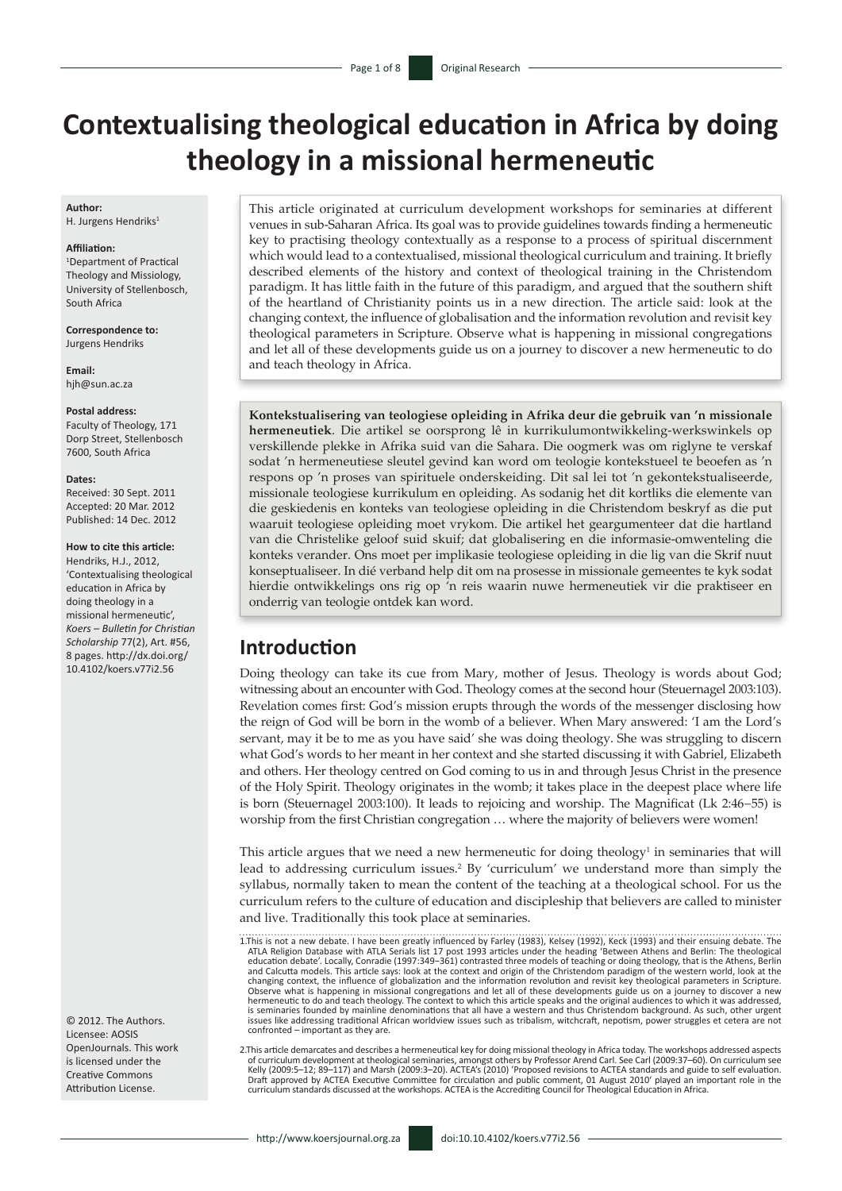# Contextualising theological education in Africa by doing theology in a missional hermeneutic

**Author:**
H. Jurgens Hendriks[1]

**Affiliation:**
[1]Department of Practical Theology and Missiology, University of Stellenbosch, South Africa

**Correspondence to:**
Jurgens Hendriks

**Email:**
hjh@sun.ac.za

**Postal address:**
Faculty of Theology, 171 Dorp Street, Stellenbosch 7600, South Africa

**Dates:**
Received: 30 Sept. 2011
Accepted: 20 Mar. 2012
Published: 14 Dec. 2012

**How to cite this article:**
Hendriks, H.J., 2012, 'Contextualising theological education in Africa by doing theology in a missional hermeneutic', *Koers – Bulletin for Christian Scholarship* 77(2), Art. #56, 8 pages. http://dx.doi.org/10.4102/koers.v77i2.56

© 2012. The Authors. Licensee: AOSIS OpenJournals. This work is licensed under the Creative Commons Attribution License.

This article originated at curriculum development workshops for seminaries at different venues in sub-Saharan Africa. Its goal was to provide guidelines towards finding a hermeneutic key to practising theology contextually as a response to a process of spiritual discernment which would lead to a contextualised, missional theological curriculum and training. It briefly described elements of the history and context of theological training in the Christendom paradigm. It has little faith in the future of this paradigm, and argued that the southern shift of the heartland of Christianity points us in a new direction. The article said: look at the changing context, the influence of globalisation and the information revolution and revisit key theological parameters in Scripture. Observe what is happening in missional congregations and let all of these developments guide us on a journey to discover a new hermeneutic to do and teach theology in Africa.

**Kontekstualisering van teologiese opleiding in Afrika deur die gebruik van 'n missionale hermeneutiek**. Die artikel se oorsprong lê in kurrikulumontwikkeling-werkswinkels op verskillende plekke in Afrika suid van die Sahara. Die oogmerk was om riglyne te verskaf sodat 'n hermeneutiese sleutel gevind kan word om teologie kontekstueel te beoefen as 'n respons op 'n proses van spirituele onderskeiding. Dit sal lei tot 'n gekontekstualiseerde, missionale teologiese kurrikulum en opleiding. As sodanig het dit kortliks die elemente van die geskiedenis en konteks van teologiese opleiding in die Christendom beskryf as die put waaruit teologiese opleiding moet vrykom. Die artikel het geargumenteer dat die hartland van die Christelike geloof suid skuif; dat globalisering en die informasie-omwenteling die konteks verander. Ons moet per implikasie teologiese opleiding in die lig van die Skrif nuut konseptualiseer. In dié verband help dit om na prosesse in missionale gemeentes te kyk sodat hierdie ontwikkelings ons rig op 'n reis waarin nuwe hermeneutiek vir die praktiseer en onderrig van teologie ontdek kan word.

## Introduction

Doing theology can take its cue from Mary, mother of Jesus. Theology is words about God; witnessing about an encounter with God. Theology comes at the second hour (Steuernagel 2003:103). Revelation comes first: God's mission erupts through the words of the messenger disclosing how the reign of God will be born in the womb of a believer. When Mary answered: 'I am the Lord's servant, may it be to me as you have said' she was doing theology. She was struggling to discern what God's words to her meant in her context and she started discussing it with Gabriel, Elizabeth and others. Her theology centred on God coming to us in and through Jesus Christ in the presence of the Holy Spirit. Theology originates in the womb; it takes place in the deepest place where life is born (Steuernagel 2003:100). It leads to rejoicing and worship. The Magnificat (Lk 2:46–55) is worship from the first Christian congregation … where the majority of believers were women!

This article argues that we need a new hermeneutic for doing theology[1] in seminaries that will lead to addressing curriculum issues.[2] By 'curriculum' we understand more than simply the syllabus, normally taken to mean the content of the teaching at a theological school. For us the curriculum refers to the culture of education and discipleship that believers are called to minister and live. Traditionally this took place at seminaries.

1.This is not a new debate. I have been greatly influenced by Farley (1983), Kelsey (1992), Keck (1993) and their ensuing debate. The ATLA Religion Database with ATLA Serials list 17 post 1993 articles under the heading 'Between Athens and Berlin: The theological education debate'. Locally, Conradie (1997:349–361) contrasted three models of teaching or doing theology, that is the Athens, Berlin and Calcutta models. This article says: look at the context and origin of the Christendom paradigm of the western world, look at the changing context, the influence of globalization and the information revolution and revisit key theological parameters in Scripture. Observe what is happening in missional congregations and let all of these developments guide us on a journey to discover a new hermeneutic to do and teach theology. The context to which this article speaks and the original audiences to which it was addressed, is seminaries founded by mainline denominations that all have a western and thus Christendom background. As such, other urgent issues like addressing traditional African worldview issues such as tribalism, witchcraft, nepotism, power struggles et cetera are not confronted – important as they are.

2.This article demarcates and describes a hermeneutical key for doing missional theology in Africa today. The workshops addressed aspects of curriculum development at theological seminaries, amongst others by Professor Arend Carl. See Carl (2009:37–60). On curriculum see Kelly (2009:5–12; 89–117) and Marsh (2009:3–20). ACTEA's (2010) 'Proposed revisions to ACTEA standards and guide to self evaluation. Draft approved by ACTEA Executive Committee for circulation and public comment, 01 August 2010' played an important role in the curriculum standards discussed at the workshops. ACTEA is the Accrediting Council for Theological Education in Africa.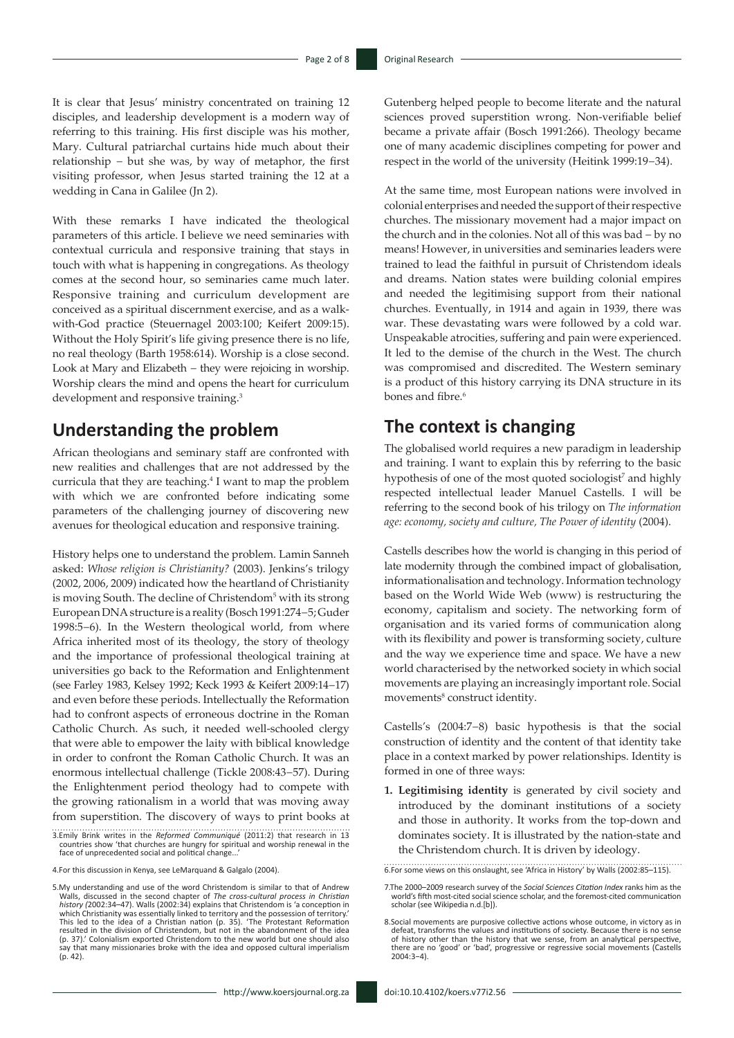It is clear that Jesus' ministry concentrated on training 12 disciples, and leadership development is a modern way of referring to this training. His first disciple was his mother, Mary. Cultural patriarchal curtains hide much about their relationship – but she was, by way of metaphor, the first visiting professor, when Jesus started training the 12 at a wedding in Cana in Galilee (Jn 2).

With these remarks I have indicated the theological parameters of this article. I believe we need seminaries with contextual curricula and responsive training that stays in touch with what is happening in congregations. As theology comes at the second hour, so seminaries came much later. Responsive training and curriculum development are conceived as a spiritual discernment exercise, and as a walk-with-God practice (Steuernagel 2003:100; Keifert 2009:15). Without the Holy Spirit's life giving presence there is no life, no real theology (Barth 1958:614). Worship is a close second. Look at Mary and Elizabeth – they were rejoicing in worship. Worship clears the mind and opens the heart for curriculum development and responsive training.[3]

## Understanding the problem

African theologians and seminary staff are confronted with new realities and challenges that are not addressed by the curricula that they are teaching.[4] I want to map the problem with which we are confronted before indicating some parameters of the challenging journey of discovering new avenues for theological education and responsive training.

History helps one to understand the problem. Lamin Sanneh asked: *Whose religion is Christianity?* (2003). Jenkins's trilogy (2002, 2006, 2009) indicated how the heartland of Christianity is moving South. The decline of Christendom[5] with its strong European DNA structure is a reality (Bosch 1991:274–5; Guder 1998:5–6). In the Western theological world, from where Africa inherited most of its theology, the story of theology and the importance of professional theological training at universities go back to the Reformation and Enlightenment (see Farley 1983, Kelsey 1992; Keck 1993 & Keifert 2009:14–17) and even before these periods. Intellectually the Reformation had to confront aspects of erroneous doctrine in the Roman Catholic Church. As such, it needed well-schooled clergy that were able to empower the laity with biblical knowledge in order to confront the Roman Catholic Church. It was an enormous intellectual challenge (Tickle 2008:43–57). During the Enlightenment period theology had to compete with the growing rationalism in a world that was moving away from superstition. The discovery of ways to print books at Gutenberg helped people to become literate and the natural sciences proved superstition wrong. Non-verifiable belief became a private affair (Bosch 1991:266). Theology became one of many academic disciplines competing for power and respect in the world of the university (Heitink 1999:19–34).

At the same time, most European nations were involved in colonial enterprises and needed the support of their respective churches. The missionary movement had a major impact on the church and in the colonies. Not all of this was bad – by no means! However, in universities and seminaries leaders were trained to lead the faithful in pursuit of Christendom ideals and dreams. Nation states were building colonial empires and needed the legitimising support from their national churches. Eventually, in 1914 and again in 1939, there was war. These devastating wars were followed by a cold war. Unspeakable atrocities, suffering and pain were experienced. It led to the demise of the church in the West. The church was compromised and discredited. The Western seminary is a product of this history carrying its DNA structure in its bones and fibre.[6]

## The context is changing

The globalised world requires a new paradigm in leadership and training. I want to explain this by referring to the basic hypothesis of one of the most quoted sociologist[7] and highly respected intellectual leader Manuel Castells. I will be referring to the second book of his trilogy on *The information age: economy, society and culture, The Power of identity* (2004).

Castells describes how the world is changing in this period of late modernity through the combined impact of globalisation, informationalisation and technology. Information technology based on the World Wide Web (www) is restructuring the economy, capitalism and society. The networking form of organisation and its varied forms of communication along with its flexibility and power is transforming society, culture and the way we experience time and space. We have a new world characterised by the networked society in which social movements are playing an increasingly important role. Social movements[8] construct identity.

Castells's (2004:7–8) basic hypothesis is that the social construction of identity and the content of that identity take place in a context marked by power relationships. Identity is formed in one of three ways:

1. **Legitimising identity** is generated by civil society and introduced by the dominant institutions of a society and those in authority. It works from the top-down and dominates society. It is illustrated by the nation-state and the Christendom church. It is driven by ideology.

3. Emily Brink writes in the *Reformed Communiqué* (2011:2) that research in 13 countries show 'that churches are hungry for spiritual and worship renewal in the face of unprecedented social and political change...'

4. For this discussion in Kenya, see LeMarquand & Galgalo (2004).

5. My understanding and use of the word Christendom is similar to that of Andrew Walls, discussed in the second chapter of *The cross-cultural process in Christian history (*2002:34–47). Walls (2002:34) explains that Christendom is 'a conception in which Christianity was essentially linked to territory and the possession of territory.' This led to the idea of a Christian nation (p. 35). 'The Protestant Reformation resulted in the division of Christendom, but not in the abandonment of the idea (p. 37).' Colonialism exported Christendom to the new world but one should also say that many missionaries broke with the idea and opposed cultural imperialism (p. 42).

6. For some views on this onslaught, see 'Africa in History' by Walls (2002:85–115).

7. The 2000–2009 research survey of the *Social Sciences Citation Index* ranks him as the world's fifth most-cited social science scholar, and the foremost-cited communication scholar (see Wikipedia n.d.[b]).

8. Social movements are purposive collective actions whose outcome, in victory as in defeat, transforms the values and institutions of society. Because there is no sense of history other than the history that we sense, from an analytical perspective, there are no 'good' or 'bad', progressive or regressive social movements (Castells 2004:3–4).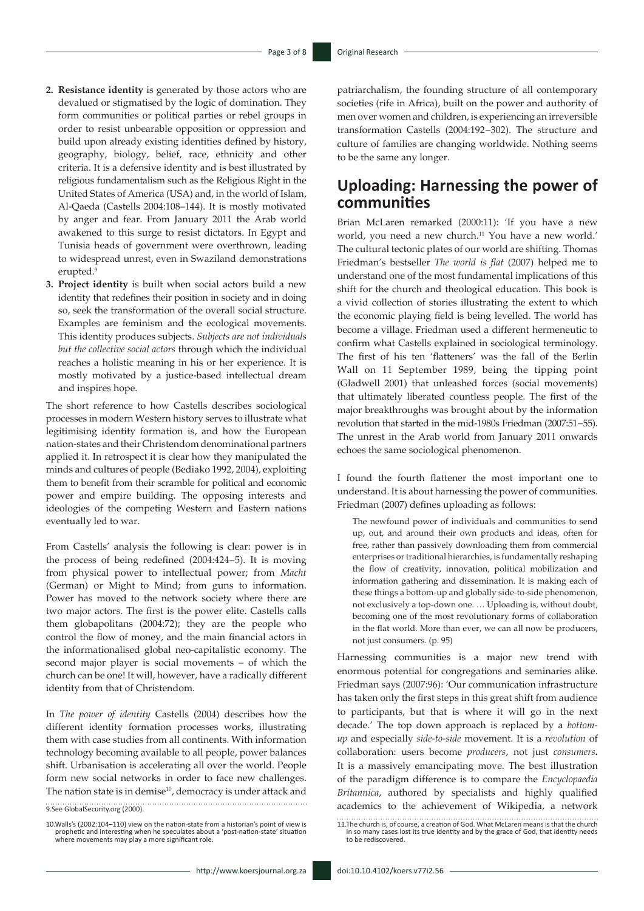2. **Resistance identity** is generated by those actors who are devalued or stigmatised by the logic of domination. They form communities or political parties or rebel groups in order to resist unbearable opposition or oppression and build upon already existing identities defined by history, geography, biology, belief, race, ethnicity and other criteria. It is a defensive identity and is best illustrated by religious fundamentalism such as the Religious Right in the United States of America (USA) and, in the world of Islam, Al-Qaeda (Castells 2004:108–144). It is mostly motivated by anger and fear. From January 2011 the Arab world awakened to this surge to resist dictators. In Egypt and Tunisia heads of government were overthrown, leading to widespread unrest, even in Swaziland demonstrations erupted.[9]
3. **Project identity** is built when social actors build a new identity that redefines their position in society and in doing so, seek the transformation of the overall social structure. Examples are feminism and the ecological movements. This identity produces subjects. *Subjects are not individuals but the collective social actors* through which the individual reaches a holistic meaning in his or her experience. It is mostly motivated by a justice-based intellectual dream and inspires hope.

The short reference to how Castells describes sociological processes in modern Western history serves to illustrate what legitimising identity formation is, and how the European nation-states and their Christendom denominational partners applied it. In retrospect it is clear how they manipulated the minds and cultures of people (Bediako 1992, 2004), exploiting them to benefit from their scramble for political and economic power and empire building. The opposing interests and ideologies of the competing Western and Eastern nations eventually led to war.

From Castells' analysis the following is clear: power is in the process of being redefined (2004:424–5). It is moving from physical power to intellectual power; from *Macht* (German) or Might to Mind; from guns to information. Power has moved to the network society where there are two major actors. The first is the power elite. Castells calls them globapolitans (2004:72); they are the people who control the flow of money, and the main financial actors in the informationalised global neo-capitalistic economy. The second major player is social movements – of which the church can be one! It will, however, have a radically different identity from that of Christendom.

In *The power of identity* Castells (2004) describes how the different identity formation processes works, illustrating them with case studies from all continents. With information technology becoming available to all people, power balances shift. Urbanisation is accelerating all over the world. People form new social networks in order to face new challenges. The nation state is in demise[10], democracy is under attack and patriarchalism, the founding structure of all contemporary societies (rife in Africa), built on the power and authority of men over women and children, is experiencing an irreversible transformation Castells (2004:192–302). The structure and culture of families are changing worldwide. Nothing seems to be the same any longer.

## Uploading: Harnessing the power of communities

Brian McLaren remarked (2000:11): 'If you have a new world, you need a new church.[11] You have a new world.' The cultural tectonic plates of our world are shifting. Thomas Friedman's bestseller *The world is flat* (2007) helped me to understand one of the most fundamental implications of this shift for the church and theological education. This book is a vivid collection of stories illustrating the extent to which the economic playing field is being levelled. The world has become a village. Friedman used a different hermeneutic to confirm what Castells explained in sociological terminology. The first of his ten 'flatteners' was the fall of the Berlin Wall on 11 September 1989, being the tipping point (Gladwell 2001) that unleashed forces (social movements) that ultimately liberated countless people. The first of the major breakthroughs was brought about by the information revolution that started in the mid-1980s Friedman (2007:51–55). The unrest in the Arab world from January 2011 onwards echoes the same sociological phenomenon.

I found the fourth flattener the most important one to understand. It is about harnessing the power of communities. Friedman (2007) defines uploading as follows:

> The newfound power of individuals and communities to send up, out, and around their own products and ideas, often for free, rather than passively downloading them from commercial enterprises or traditional hierarchies, is fundamentally reshaping the flow of creativity, innovation, political mobilization and information gathering and dissemination. It is making each of these things a bottom-up and globally side-to-side phenomenon, not exclusively a top-down one. … Uploading is, without doubt, becoming one of the most revolutionary forms of collaboration in the flat world. More than ever, we can all now be producers, not just consumers. (p. 95)

Harnessing communities is a major new trend with enormous potential for congregations and seminaries alike. Friedman says (2007:96): 'Our communication infrastructure has taken only the first steps in this great shift from audience to participants, but that is where it will go in the next decade.' The top down approach is replaced by a *bottom-up* and especially *side-to-side* movement. It is a *revolution* of collaboration: users become *producers*, not just *consumers***.** It is a massively emancipating move. The best illustration of the paradigm difference is to compare the *Encyclopaedia Britannica*, authored by specialists and highly qualified academics to the achievement of Wikipedia, a network

9.See GlobalSecurity.org (2000).

10.Walls's (2002:104–110) view on the nation-state from a historian's point of view is prophetic and interesting when he speculates about a 'post-nation-state' situation where movements may play a more significant role.

11.The church is, of course, a creation of God. What McLaren means is that the church in so many cases lost its true identity and by the grace of God, that identity needs to be rediscovered.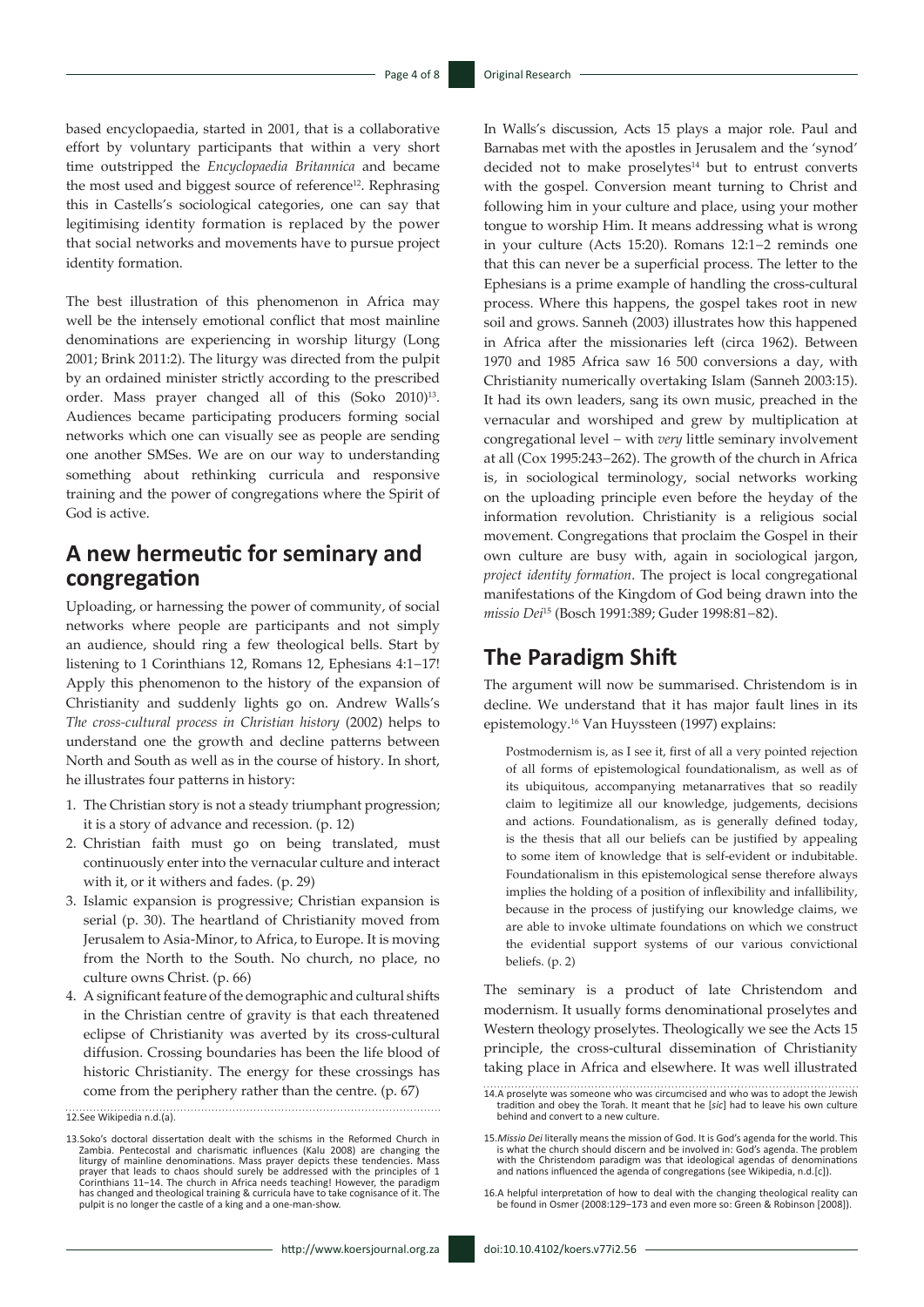based encyclopaedia, started in 2001, that is a collaborative effort by voluntary participants that within a very short time outstripped the *Encyclopaedia Britannica* and became the most used and biggest source of reference[12]. Rephrasing this in Castells's sociological categories, one can say that legitimising identity formation is replaced by the power that social networks and movements have to pursue project identity formation.

The best illustration of this phenomenon in Africa may well be the intensely emotional conflict that most mainline denominations are experiencing in worship liturgy (Long 2001; Brink 2011:2). The liturgy was directed from the pulpit by an ordained minister strictly according to the prescribed order. Mass prayer changed all of this (Soko 2010)[13]. Audiences became participating producers forming social networks which one can visually see as people are sending one another SMSes. We are on our way to understanding something about rethinking curricula and responsive training and the power of congregations where the Spirit of God is active.

## A new hermeutic for seminary and congregation

Uploading, or harnessing the power of community, of social networks where people are participants and not simply an audience, should ring a few theological bells. Start by listening to 1 Corinthians 12, Romans 12, Ephesians 4:1–17! Apply this phenomenon to the history of the expansion of Christianity and suddenly lights go on. Andrew Walls's *The cross-cultural process in Christian history* (2002) helps to understand one the growth and decline patterns between North and South as well as in the course of history. In short, he illustrates four patterns in history:

1. The Christian story is not a steady triumphant progression; it is a story of advance and recession. (p. 12)
2. Christian faith must go on being translated, must continuously enter into the vernacular culture and interact with it, or it withers and fades. (p. 29)
3. Islamic expansion is progressive; Christian expansion is serial (p. 30). The heartland of Christianity moved from Jerusalem to Asia-Minor, to Africa, to Europe. It is moving from the North to the South. No church, no place, no culture owns Christ. (p. 66)
4. A significant feature of the demographic and cultural shifts in the Christian centre of gravity is that each threatened eclipse of Christianity was averted by its cross-cultural diffusion. Crossing boundaries has been the life blood of historic Christianity. The energy for these crossings has come from the periphery rather than the centre. (p. 67)

In Walls's discussion, Acts 15 plays a major role. Paul and Barnabas met with the apostles in Jerusalem and the 'synod' decided not to make proselytes[14] but to entrust converts with the gospel. Conversion meant turning to Christ and following him in your culture and place, using your mother tongue to worship Him. It means addressing what is wrong in your culture (Acts 15:20). Romans 12:1–2 reminds one that this can never be a superficial process. The letter to the Ephesians is a prime example of handling the cross-cultural process. Where this happens, the gospel takes root in new soil and grows. Sanneh (2003) illustrates how this happened in Africa after the missionaries left (circa 1962). Between 1970 and 1985 Africa saw 16 500 conversions a day, with Christianity numerically overtaking Islam (Sanneh 2003:15). It had its own leaders, sang its own music, preached in the vernacular and worshiped and grew by multiplication at congregational level – with *very* little seminary involvement at all (Cox 1995:243–262). The growth of the church in Africa is, in sociological terminology, social networks working on the uploading principle even before the heyday of the information revolution. Christianity is a religious social movement. Congregations that proclaim the Gospel in their own culture are busy with, again in sociological jargon, *project identity formation*. The project is local congregational manifestations of the Kingdom of God being drawn into the *missio Dei*[15] (Bosch 1991:389; Guder 1998:81–82).

## The Paradigm Shift

The argument will now be summarised. Christendom is in decline. We understand that it has major fault lines in its epistemology.[16] Van Huyssteen (1997) explains:

> Postmodernism is, as I see it, first of all a very pointed rejection of all forms of epistemological foundationalism, as well as of its ubiquitous, accompanying metanarratives that so readily claim to legitimize all our knowledge, judgements, decisions and actions. Foundationalism, as is generally defined today, is the thesis that all our beliefs can be justified by appealing to some item of knowledge that is self-evident or indubitable. Foundationalism in this epistemological sense therefore always implies the holding of a position of inflexibility and infallibility, because in the process of justifying our knowledge claims, we are able to invoke ultimate foundations on which we construct the evidential support systems of our various convictional beliefs. (p. 2)

The seminary is a product of late Christendom and modernism. It usually forms denominational proselytes and Western theology proselytes. Theologically we see the Acts 15 principle, the cross-cultural dissemination of Christianity taking place in Africa and elsewhere. It was well illustrated

12. See Wikipedia n.d.(a).

13. Soko's doctoral dissertation dealt with the schisms in the Reformed Church in Zambia. Pentecostal and charismatic influences (Kalu 2008) are changing the liturgy of mainline denominations. Mass prayer depicts these tendencies. Mass prayer that leads to chaos should surely be addressed with the principles of 1 Corinthians 11–14. The church in Africa needs teaching! However, the paradigm has changed and theological training & curricula have to take cognisance of it. The pulpit is no longer the castle of a king and a one-man-show.

14. A proselyte was someone who was circumcised and who was to adopt the Jewish tradition and obey the Torah. It meant that he [*sic*] had to leave his own culture behind and convert to a new culture.

15. *Missio Dei* literally means the mission of God. It is God's agenda for the world. This is what the church should discern and be involved in: God's agenda. The problem with the Christendom paradigm was that ideological agendas of denominations and nations influenced the agenda of congregations (see Wikipedia, n.d.[c]).

16. A helpful interpretation of how to deal with the changing theological reality can be found in Osmer (2008:129–173 and even more so: Green & Robinson [2008]).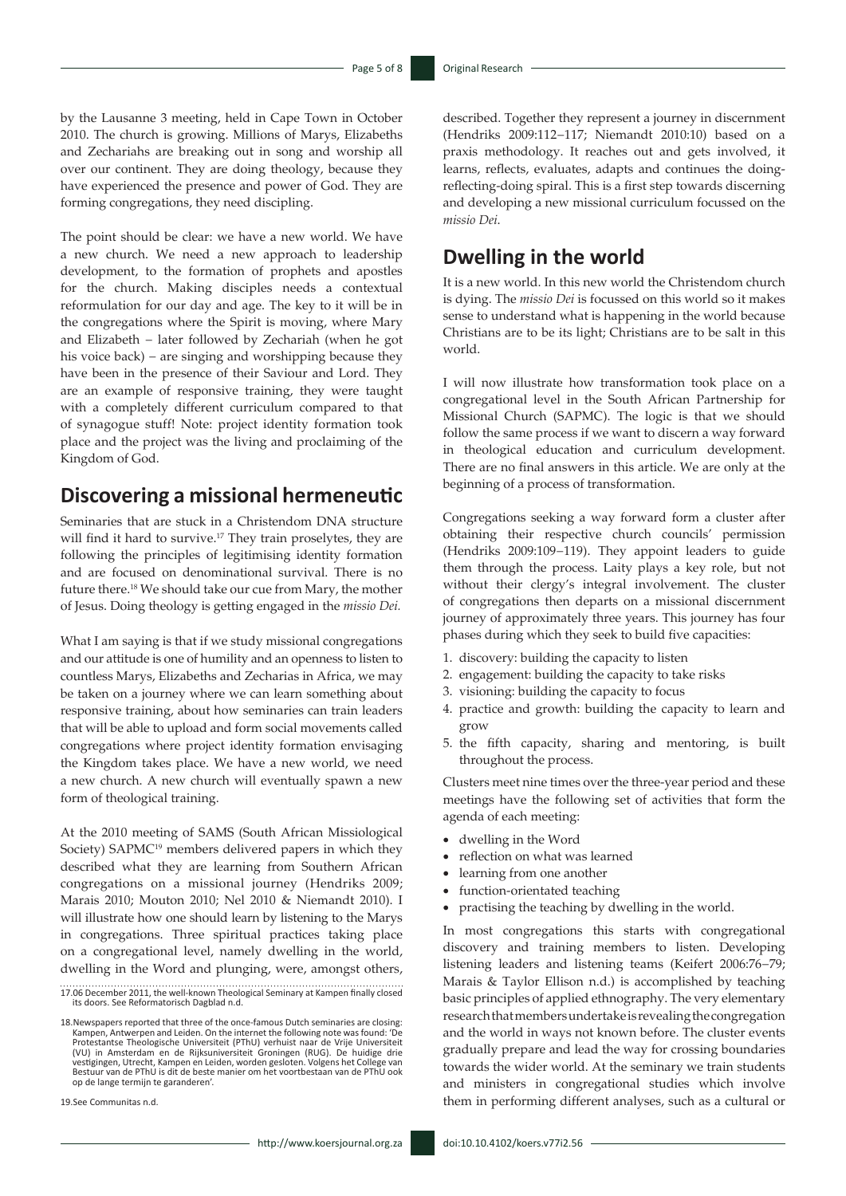by the Lausanne 3 meeting, held in Cape Town in October 2010. The church is growing. Millions of Marys, Elizabeths and Zechariahs are breaking out in song and worship all over our continent. They are doing theology, because they have experienced the presence and power of God. They are forming congregations, they need discipling.

The point should be clear: we have a new world. We have a new church. We need a new approach to leadership development, to the formation of prophets and apostles for the church. Making disciples needs a contextual reformulation for our day and age. The key to it will be in the congregations where the Spirit is moving, where Mary and Elizabeth – later followed by Zechariah (when he got his voice back) – are singing and worshipping because they have been in the presence of their Saviour and Lord. They are an example of responsive training, they were taught with a completely different curriculum compared to that of synagogue stuff! Note: project identity formation took place and the project was the living and proclaiming of the Kingdom of God.

## Discovering a missional hermeneutic

Seminaries that are stuck in a Christendom DNA structure will find it hard to survive.[17] They train proselytes, they are following the principles of legitimising identity formation and are focused on denominational survival. There is no future there.[18] We should take our cue from Mary, the mother of Jesus. Doing theology is getting engaged in the *missio Dei.*

What I am saying is that if we study missional congregations and our attitude is one of humility and an openness to listen to countless Marys, Elizabeths and Zecharias in Africa, we may be taken on a journey where we can learn something about responsive training, about how seminaries can train leaders that will be able to upload and form social movements called congregations where project identity formation envisaging the Kingdom takes place. We have a new world, we need a new church. A new church will eventually spawn a new form of theological training.

At the 2010 meeting of SAMS (South African Missiological Society) SAPMC[19] members delivered papers in which they described what they are learning from Southern African congregations on a missional journey (Hendriks 2009; Marais 2010; Mouton 2010; Nel 2010 & Niemandt 2010). I will illustrate how one should learn by listening to the Marys in congregations. Three spiritual practices taking place on a congregational level, namely dwelling in the world, dwelling in the Word and plunging, were, amongst others, described. Together they represent a journey in discernment (Hendriks 2009:112–117; Niemandt 2010:10) based on a praxis methodology. It reaches out and gets involved, it learns, reflects, evaluates, adapts and continues the doing-reflecting-doing spiral. This is a first step towards discerning and developing a new missional curriculum focussed on the *missio Dei.*

## Dwelling in the world

It is a new world. In this new world the Christendom church is dying. The *missio Dei* is focussed on this world so it makes sense to understand what is happening in the world because Christians are to be its light; Christians are to be salt in this world.

I will now illustrate how transformation took place on a congregational level in the South African Partnership for Missional Church (SAPMC). The logic is that we should follow the same process if we want to discern a way forward in theological education and curriculum development. There are no final answers in this article. We are only at the beginning of a process of transformation.

Congregations seeking a way forward form a cluster after obtaining their respective church councils' permission (Hendriks 2009:109–119). They appoint leaders to guide them through the process. Laity plays a key role, but not without their clergy's integral involvement. The cluster of congregations then departs on a missional discernment journey of approximately three years. This journey has four phases during which they seek to build five capacities:

1. discovery: building the capacity to listen
2. engagement: building the capacity to take risks
3. visioning: building the capacity to focus
4. practice and growth: building the capacity to learn and grow
5. the fifth capacity, sharing and mentoring, is built throughout the process.

Clusters meet nine times over the three-year period and these meetings have the following set of activities that form the agenda of each meeting:

- dwelling in the Word
- reflection on what was learned
- learning from one another
- function-orientated teaching
- practising the teaching by dwelling in the world.

In most congregations this starts with congregational discovery and training members to listen. Developing listening leaders and listening teams (Keifert 2006:76–79; Marais & Taylor Ellison n.d.) is accomplished by teaching basic principles of applied ethnography. The very elementary research that members undertake is revealing the congregation and the world in ways not known before. The cluster events gradually prepare and lead the way for crossing boundaries towards the wider world. At the seminary we train students and ministers in congregational studies which involve them in performing different analyses, such as a cultural or

---

17. 06 December 2011, the well-known Theological Seminary at Kampen finally closed its doors. See Reformatorisch Dagblad n.d.

18. Newspapers reported that three of the once-famous Dutch seminaries are closing: Kampen, Antwerpen and Leiden. On the internet the following note was found: 'De Protestantse Theologische Universiteit (PThU) verhuist naar de Vrije Universiteit (VU) in Amsterdam en de Rijksuniversiteit Groningen (RUG). De huidige drie vestigingen, Utrecht, Kampen en Leiden, worden gesloten. Volgens het College van Bestuur van de PThU is dit de beste manier om het voortbestaan van de PThU ook op de lange termijn te garanderen'.

19. See Communitas n.d.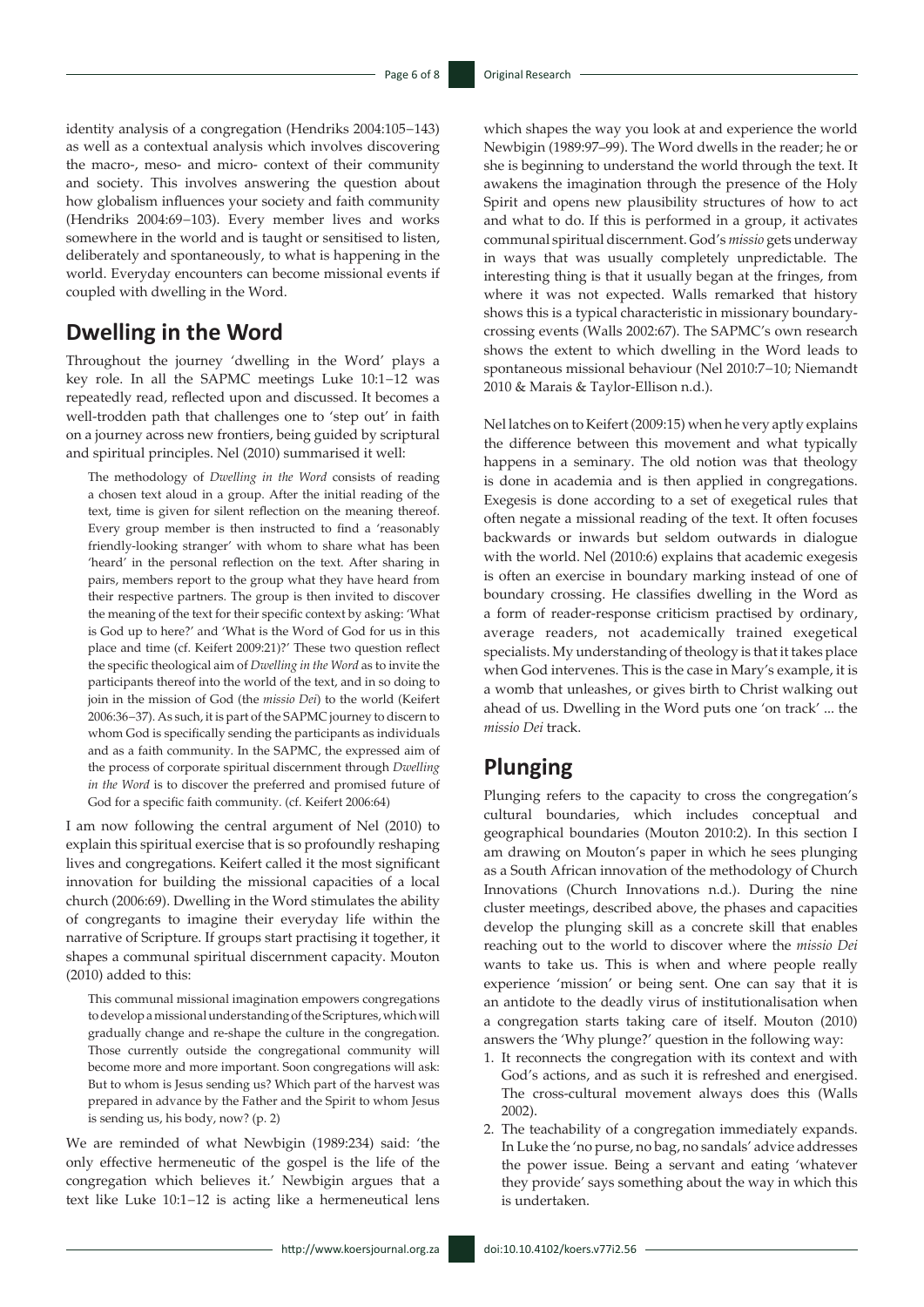identity analysis of a congregation (Hendriks 2004:105–143) as well as a contextual analysis which involves discovering the macro-, meso- and micro- context of their community and society. This involves answering the question about how globalism influences your society and faith community (Hendriks 2004:69–103). Every member lives and works somewhere in the world and is taught or sensitised to listen, deliberately and spontaneously, to what is happening in the world. Everyday encounters can become missional events if coupled with dwelling in the Word.

## Dwelling in the Word

Throughout the journey 'dwelling in the Word' plays a key role. In all the SAPMC meetings Luke 10:1–12 was repeatedly read, reflected upon and discussed. It becomes a well-trodden path that challenges one to 'step out' in faith on a journey across new frontiers, being guided by scriptural and spiritual principles. Nel (2010) summarised it well:

> The methodology of *Dwelling in the Word* consists of reading a chosen text aloud in a group. After the initial reading of the text, time is given for silent reflection on the meaning thereof. Every group member is then instructed to find a 'reasonably friendly-looking stranger' with whom to share what has been 'heard' in the personal reflection on the text. After sharing in pairs, members report to the group what they have heard from their respective partners. The group is then invited to discover the meaning of the text for their specific context by asking: 'What is God up to here?' and 'What is the Word of God for us in this place and time (cf. Keifert 2009:21)?' These two question reflect the specific theological aim of *Dwelling in the Word* as to invite the participants thereof into the world of the text, and in so doing to join in the mission of God (the *missio Dei*) to the world (Keifert 2006:36–37). As such, it is part of the SAPMC journey to discern to whom God is specifically sending the participants as individuals and as a faith community. In the SAPMC, the expressed aim of the process of corporate spiritual discernment through *Dwelling in the Word* is to discover the preferred and promised future of God for a specific faith community. (cf. Keifert 2006:64)

I am now following the central argument of Nel (2010) to explain this spiritual exercise that is so profoundly reshaping lives and congregations. Keifert called it the most significant innovation for building the missional capacities of a local church (2006:69). Dwelling in the Word stimulates the ability of congregants to imagine their everyday life within the narrative of Scripture. If groups start practising it together, it shapes a communal spiritual discernment capacity. Mouton (2010) added to this:

> This communal missional imagination empowers congregations to develop a missional understanding of the Scriptures, which will gradually change and re-shape the culture in the congregation. Those currently outside the congregational community will become more and more important. Soon congregations will ask: But to whom is Jesus sending us? Which part of the harvest was prepared in advance by the Father and the Spirit to whom Jesus is sending us, his body, now? (p. 2)

We are reminded of what Newbigin (1989:234) said: 'the only effective hermeneutic of the gospel is the life of the congregation which believes it.' Newbigin argues that a text like Luke 10:1–12 is acting like a hermeneutical lens which shapes the way you look at and experience the world Newbigin (1989:97–99). The Word dwells in the reader; he or she is beginning to understand the world through the text. It awakens the imagination through the presence of the Holy Spirit and opens new plausibility structures of how to act and what to do. If this is performed in a group, it activates communal spiritual discernment. God's *missio* gets underway in ways that was usually completely unpredictable. The interesting thing is that it usually began at the fringes, from where it was not expected. Walls remarked that history shows this is a typical characteristic in missionary boundary-crossing events (Walls 2002:67). The SAPMC's own research shows the extent to which dwelling in the Word leads to spontaneous missional behaviour (Nel 2010:7–10; Niemandt 2010 & Marais & Taylor-Ellison n.d.).

Nel latches on to Keifert (2009:15) when he very aptly explains the difference between this movement and what typically happens in a seminary. The old notion was that theology is done in academia and is then applied in congregations. Exegesis is done according to a set of exegetical rules that often negate a missional reading of the text. It often focuses backwards or inwards but seldom outwards in dialogue with the world. Nel (2010:6) explains that academic exegesis is often an exercise in boundary marking instead of one of boundary crossing. He classifies dwelling in the Word as a form of reader-response criticism practised by ordinary, average readers, not academically trained exegetical specialists. My understanding of theology is that it takes place when God intervenes. This is the case in Mary's example, it is a womb that unleashes, or gives birth to Christ walking out ahead of us. Dwelling in the Word puts one 'on track' ... the *missio Dei* track.

## Plunging

Plunging refers to the capacity to cross the congregation's cultural boundaries, which includes conceptual and geographical boundaries (Mouton 2010:2). In this section I am drawing on Mouton's paper in which he sees plunging as a South African innovation of the methodology of Church Innovations (Church Innovations n.d.). During the nine cluster meetings, described above, the phases and capacities develop the plunging skill as a concrete skill that enables reaching out to the world to discover where the *missio Dei* wants to take us. This is when and where people really experience 'mission' or being sent. One can say that it is an antidote to the deadly virus of institutionalisation when a congregation starts taking care of itself. Mouton (2010) answers the 'Why plunge?' question in the following way:

1. It reconnects the congregation with its context and with God's actions, and as such it is refreshed and energised. The cross-cultural movement always does this (Walls 2002).
2. The teachability of a congregation immediately expands. In Luke the 'no purse, no bag, no sandals' advice addresses the power issue. Being a servant and eating 'whatever they provide' says something about the way in which this is undertaken.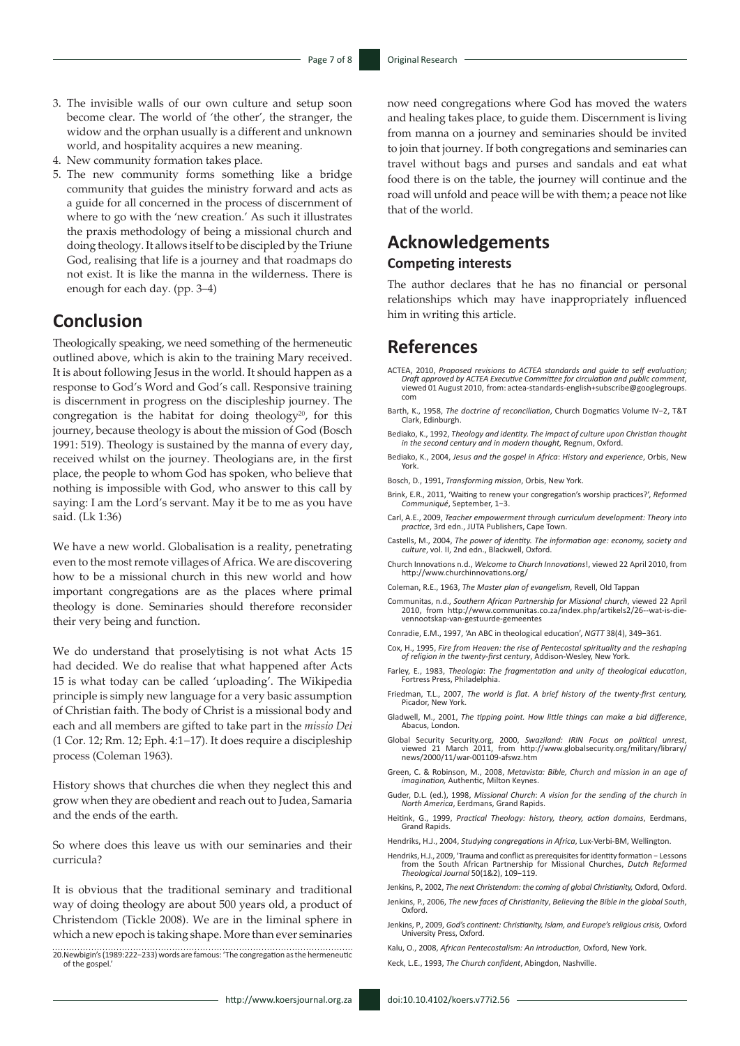3. The invisible walls of our own culture and setup soon become clear. The world of 'the other', the stranger, the widow and the orphan usually is a different and unknown world, and hospitality acquires a new meaning.
4. New community formation takes place.
5. The new community forms something like a bridge community that guides the ministry forward and acts as a guide for all concerned in the process of discernment of where to go with the 'new creation.' As such it illustrates the praxis methodology of being a missional church and doing theology. It allows itself to be discipled by the Triune God, realising that life is a journey and that roadmaps do not exist. It is like the manna in the wilderness. There is enough for each day. (pp. 3–4)

## Conclusion

Theologically speaking, we need something of the hermeneutic outlined above, which is akin to the training Mary received. It is about following Jesus in the world. It should happen as a response to God's Word and God's call. Responsive training is discernment in progress on the discipleship journey. The congregation is the habitat for doing theology[20], for this journey, because theology is about the mission of God (Bosch 1991: 519). Theology is sustained by the manna of every day, received whilst on the journey. Theologians are, in the first place, the people to whom God has spoken, who believe that nothing is impossible with God, who answer to this call by saying: I am the Lord's servant. May it be to me as you have said. (Lk 1:36)

We have a new world. Globalisation is a reality, penetrating even to the most remote villages of Africa. We are discovering how to be a missional church in this new world and how important congregations are as the places where primal theology is done. Seminaries should therefore reconsider their very being and function.

We do understand that proselytising is not what Acts 15 had decided. We do realise that what happened after Acts 15 is what today can be called 'uploading'. The Wikipedia principle is simply new language for a very basic assumption of Christian faith. The body of Christ is a missional body and each and all members are gifted to take part in the *missio Dei* (1 Cor. 12; Rm. 12; Eph. 4:1−17). It does require a discipleship process (Coleman 1963).

History shows that churches die when they neglect this and grow when they are obedient and reach out to Judea, Samaria and the ends of the earth.

So where does this leave us with our seminaries and their curricula?

It is obvious that the traditional seminary and traditional way of doing theology are about 500 years old, a product of Christendom (Tickle 2008). We are in the liminal sphere in which a new epoch is taking shape. More than ever seminaries now need congregations where God has moved the waters and healing takes place, to guide them. Discernment is living from manna on a journey and seminaries should be invited to join that journey. If both congregations and seminaries can travel without bags and purses and sandals and eat what food there is on the table, the journey will continue and the road will unfold and peace will be with them; a peace not like that of the world.

20. Newbigin's (1989:222–233) words are famous: 'The congregation as the hermeneutic of the gospel.'

## Acknowledgements

### Competing interests

The author declares that he has no financial or personal relationships which may have inappropriately influenced him in writing this article.

## References

ACTEA, 2010, *Proposed revisions to ACTEA standards and guide to self evaluation; Draft approved by ACTEA Executive Committee for circulation and public comment*, viewed 01 August 2010, from: actea-standards-english+subscribe@googlegroups.com

Barth, K., 1958, *The doctrine of reconciliation*, Church Dogmatics Volume IV−2, T&T Clark, Edinburgh.

Bediako, K., 1992, *Theology and identity. The impact of culture upon Christian thought in the second century and in modern thought,* Regnum, Oxford.

Bediako, K., 2004, *Jesus and the gospel in Africa*: *History and experience*, Orbis, New York.

Bosch, D., 1991, *Transforming mission*, Orbis, New York.

Brink, E.R., 2011, 'Waiting to renew your congregation's worship practices?', *Reformed Communiqué*, September, 1–3.

Carl, A.E., 2009, *Teacher empowerment through curriculum development: Theory into practice*, 3rd edn., JUTA Publishers, Cape Town.

Castells, M., 2004, *The power of identity. The information age: economy, society and culture*, vol. II, 2nd edn., Blackwell, Oxford.

Church Innovations n.d., *Welcome to Church Innovations*!, viewed 22 April 2010, from http://www.churchinnovations.org/

Coleman, R.E., 1963, *The Master plan of evangelism,* Revell, Old Tappan

Communitas, n.d., *Southern African Partnership for Missional church*, viewed 22 April 2010, from http://www.communitas.co.za/index.php/artikels2/26--wat-is-die-vennootskap-van-gestuurde-gemeentes

Conradie, E.M., 1997, 'An ABC in theological education', *NGTT* 38(4), 349–361.

Cox, H., 1995, *Fire from Heaven: the rise of Pentecostal spirituality and the reshaping of religion in the twenty-first century*, Addison-Wesley, New York.

Farley, E., 1983, *Theologia*: *The fragmentation and unity of theological education*, Fortress Press, Philadelphia.

Friedman, T.L., 2007, *The world is flat. A brief history of the twenty-first century,* Picador, New York.

Gladwell, M., 2001, *The tipping point. How little things can make a bid difference*, Abacus, London.

Global Security Security.org, 2000, *Swaziland: IRIN Focus on political unrest*, viewed 21 March 2011, from http://www.globalsecurity.org/military/library/news/2000/11/war-001109-afswz.htm

Green, C. & Robinson, M., 2008, *Metavista: Bible, Church and mission in an age of imagination,* Authentic, Milton Keynes.

Guder, D.L. (ed.), 1998, *Missional Church*: *A vision for the sending of the church in North America*, Eerdmans, Grand Rapids.

Heitink, G., 1999, *Practical Theology: history, theory, action domains*, Eerdmans, Grand Rapids.

Hendriks, H.J., 2004, *Studying congregations in Africa*, Lux-Verbi-BM, Wellington.

Hendriks, H.J., 2009, 'Trauma and conflict as prerequisites for identity formation – Lessons from the South African Partnership for Missional Churches, *Dutch Reformed Theological Journal* 50(1&2), 109–119.

Jenkins, P., 2002, *The next Christendom: the coming of global Christianity,* Oxford, Oxford.

Jenkins, P., 2006, *The new faces of Christianity*, *Believing the Bible in the global South*, Oxford.

Jenkins, P., 2009, *God's continent: Christianity, Islam, and Europe's religious crisis,* Oxford University Press, Oxford.

Kalu, O., 2008, *African Pentecostalism: An introduction,* Oxford, New York.

Keck, L.E., 1993, *The Church confident*, Abingdon, Nashville.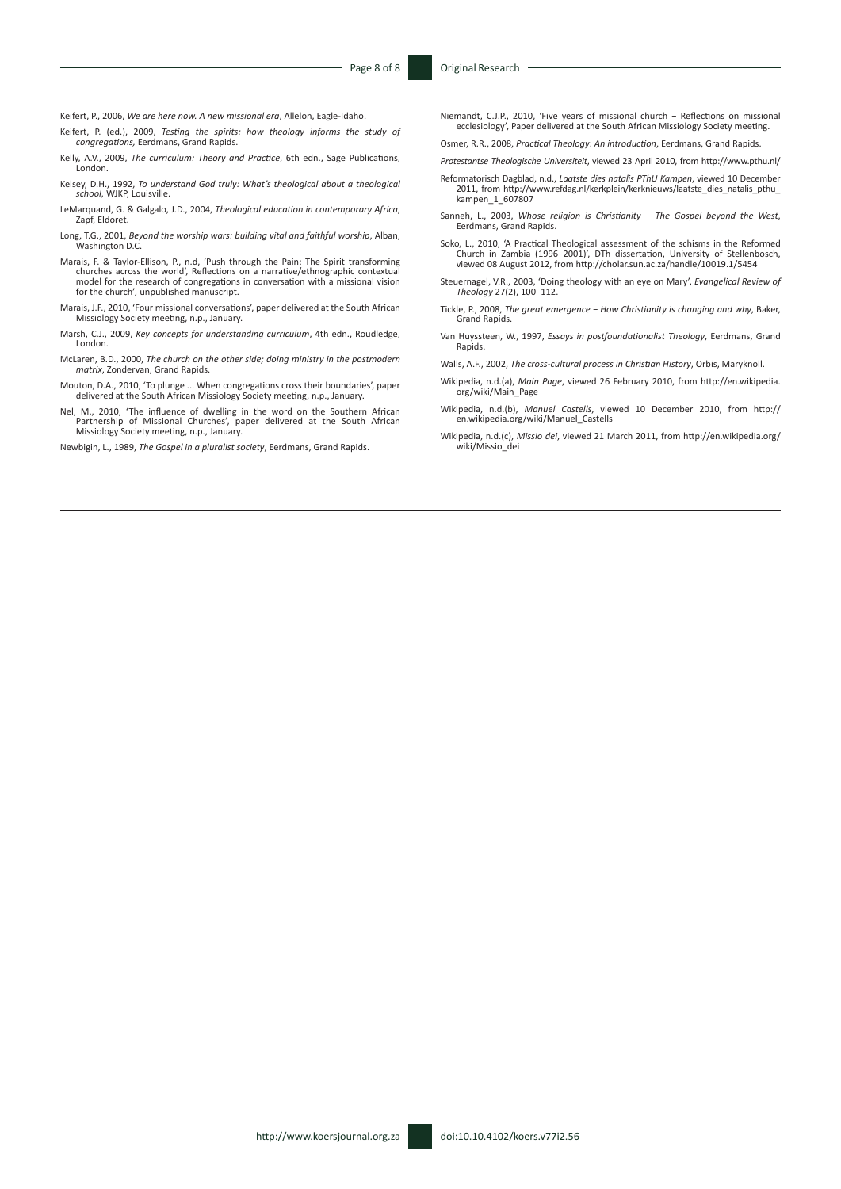Keifert, P., 2006, *We are here now. A new missional era*, Allelon, Eagle-Idaho.

Keifert, P. (ed.), 2009, *Testing the spirits: how theology informs the study of congregations,* Eerdmans, Grand Rapids.

Kelly, A.V., 2009, *The curriculum: Theory and Practice*, 6th edn., Sage Publications, London.

Kelsey, D.H., 1992, *To understand God truly: What's theological about a theological school,* WJKP, Louisville.

LeMarquand, G. & Galgalo, J.D., 2004, *Theological education in contemporary Africa*, Zapf, Eldoret.

Long, T.G., 2001, *Beyond the worship wars: building vital and faithful worship*, Alban, Washington D.C.

Marais, F. & Taylor-Ellison, P., n.d, 'Push through the Pain: The Spirit transforming churches across the world', Reflections on a narrative/ethnographic contextual model for the research of congregations in conversation with a missional vision for the church', unpublished manuscript.

Marais, J.F., 2010, 'Four missional conversations', paper delivered at the South African Missiology Society meeting, n.p., January.

Marsh, C.J., 2009, *Key concepts for understanding curriculum*, 4th edn., Roudledge, London.

McLaren, B.D., 2000, *The church on the other side; doing ministry in the postmodern matrix*, Zondervan, Grand Rapids.

Mouton, D.A., 2010, 'To plunge ... When congregations cross their boundaries', paper delivered at the South African Missiology Society meeting, n.p., January.

Nel, M., 2010, 'The influence of dwelling in the word on the Southern African Partnership of Missional Churches', paper delivered at the South African Missiology Society meeting, n.p., January.

Newbigin, L., 1989, *The Gospel in a pluralist society*, Eerdmans, Grand Rapids.

Niemandt, C.J.P., 2010, 'Five years of missional church – Reflections on missional ecclesiology', Paper delivered at the South African Missiology Society meeting.

Osmer, R.R., 2008, *Practical Theology*: *An introduction*, Eerdmans, Grand Rapids.

*Protestantse Theologische Universiteit*, viewed 23 April 2010, from http://www.pthu.nl/

Reformatorisch Dagblad, n.d., *Laatste dies natalis PThU Kampen*, viewed 10 December 2011, from http://www.refdag.nl/kerkplein/kerknieuws/laatste_dies_natalis_pthu_kampen_1_607807

Sanneh, L., 2003, *Whose religion is Christianity – The Gospel beyond the West*, Eerdmans, Grand Rapids.

Soko, L., 2010, 'A Practical Theological assessment of the schisms in the Reformed Church in Zambia (1996–2001)', DTh dissertation, University of Stellenbosch, viewed 08 August 2012, from http://cholar.sun.ac.za/handle/10019.1/5454

Steuernagel, V.R., 2003, 'Doing theology with an eye on Mary', *Evangelical Review of Theology* 27(2), 100–112.

Tickle, P., 2008, *The great emergence – How Christianity is changing and why*, Baker, Grand Rapids.

Van Huyssteen, W., 1997, *Essays in postfoundationalist Theology*, Eerdmans, Grand Rapids.

Walls, A.F., 2002, *The cross-cultural process in Christian History*, Orbis, Maryknoll.

Wikipedia, n.d.(a), *Main Page*, viewed 26 February 2010, from http://en.wikipedia.org/wiki/Main_Page

Wikipedia, n.d.(b), *Manuel Castells*, viewed 10 December 2010, from http://en.wikipedia.org/wiki/Manuel_Castells

Wikipedia, n.d.(c), *Missio dei*, viewed 21 March 2011, from http://en.wikipedia.org/wiki/Missio_dei